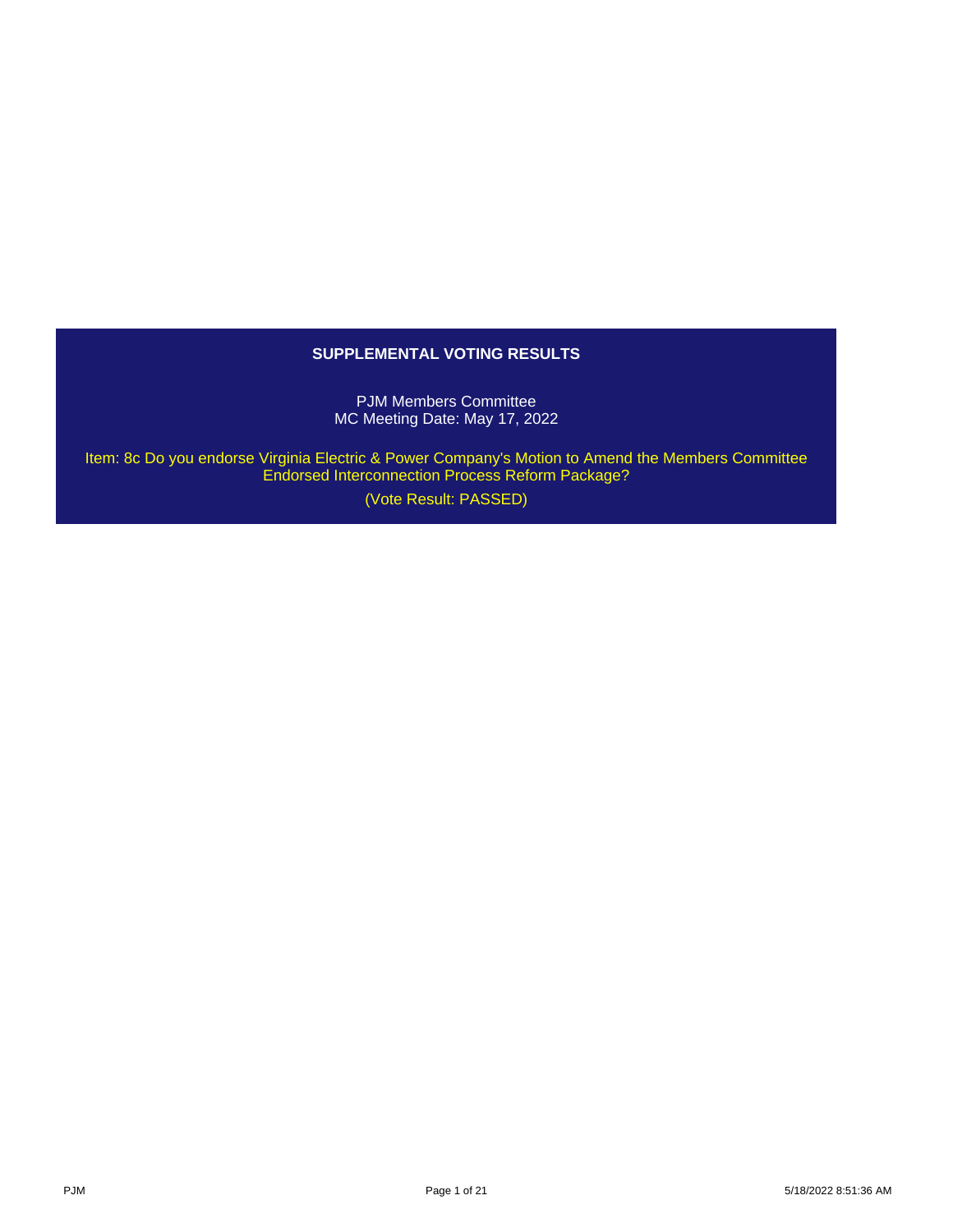## SUPPLEMENTAL VOTING RESULTS

PJM Members Committee
MC Meeting Date: May 17, 2022

Item: 8c Do you endorse Virginia Electric & Power Company's Motion to Amend the Members Committee Endorsed Interconnection Process Reform Package?

(Vote Result: PASSED)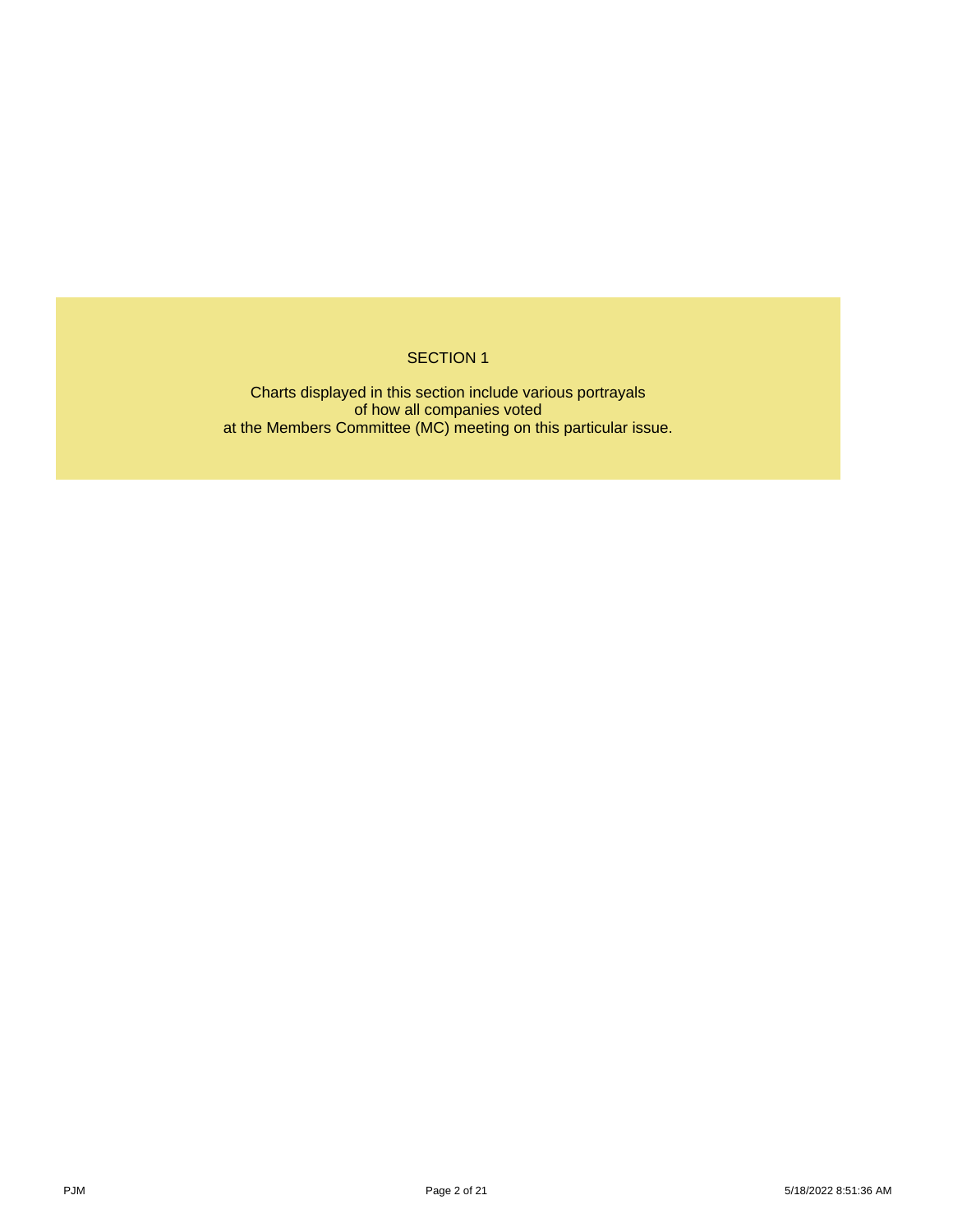# SECTION 1

Charts displayed in this section include various portrayals of how all companies voted at the Members Committee (MC) meeting on this particular issue.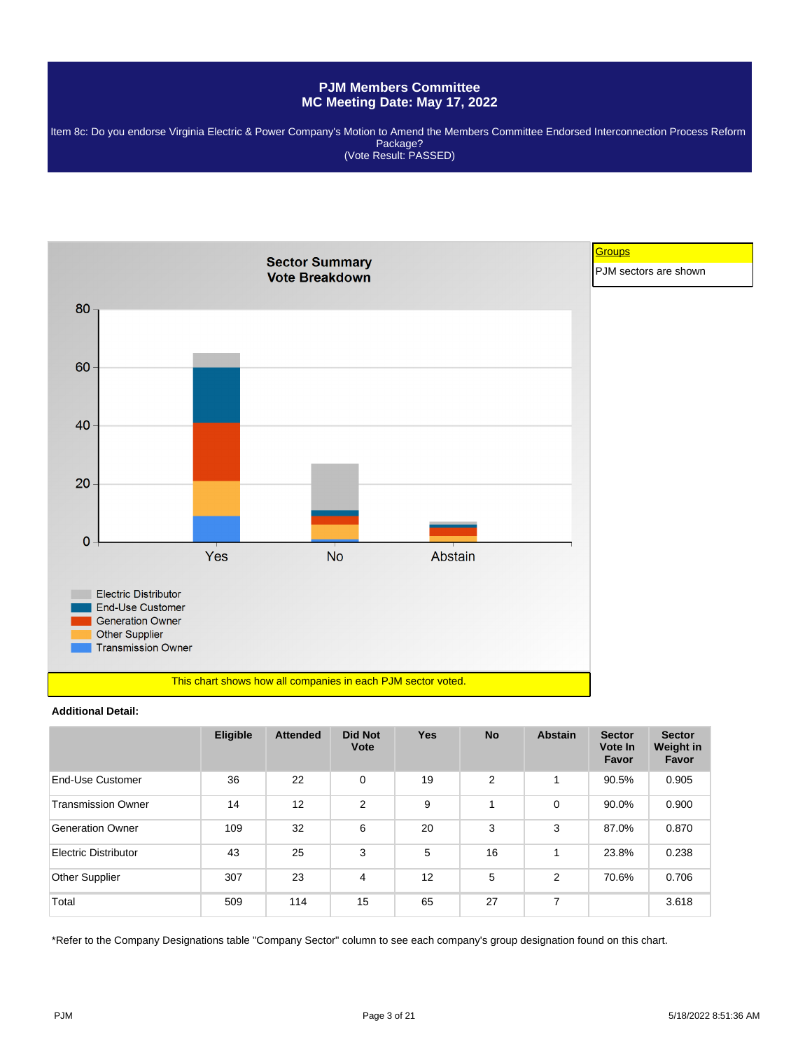# PJM Members Committee
## MC Meeting Date: May 17, 2022

Item 8c: Do you endorse Virginia Electric & Power Company's Motion to Amend the Members Committee Endorsed Interconnection Process Reform Package?
(Vote Result: PASSED)

**Sector Summary**
**Vote Breakdown**

Groups
PJM sectors are shown

Electric Distributor
End-Use Customer
Generation Owner
Other Supplier
Transmission Owner

This chart shows how all companies in each PJM sector voted.

**Additional Detail:**

| | Eligible | Attended | Did Not Vote | Yes | No | Abstain | Sector Vote In Favor | Sector Weight in Favor |
|---|---|---|---|---|---|---|---|---|
| End-Use Customer | 36 | 22 | 0 | 19 | 2 | 1 | 90.5% | 0.905 |
| Transmission Owner | 14 | 12 | 2 | 9 | 1 | 0 | 90.0% | 0.900 |
| Generation Owner | 109 | 32 | 6 | 20 | 3 | 3 | 87.0% | 0.870 |
| Electric Distributor | 43 | 25 | 3 | 5 | 16 | 1 | 23.8% | 0.238 |
| Other Supplier | 307 | 23 | 4 | 12 | 5 | 2 | 70.6% | 0.706 |
| Total | 509 | 114 | 15 | 65 | 27 | 7 | | 3.618 |

*Refer to the Company Designations table "Company Sector" column to see each company's group designation found on this chart.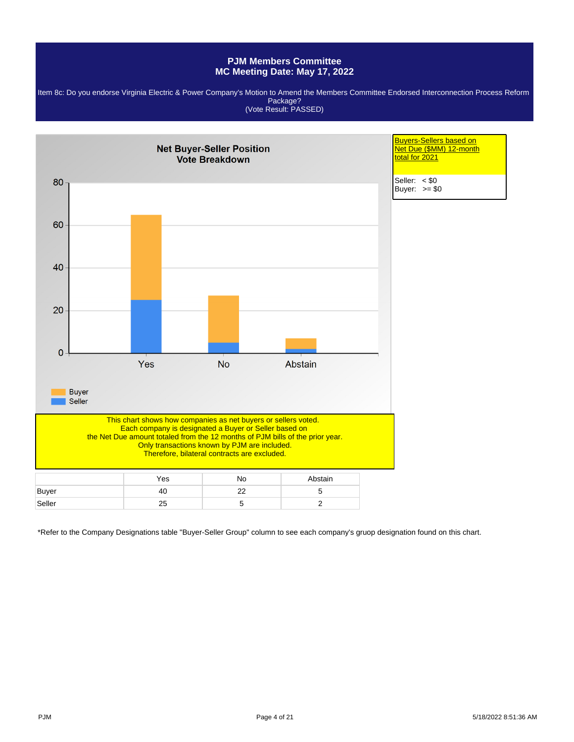# PJM Members Committee
## MC Meeting Date: May 17, 2022

Item 8c: Do you endorse Virginia Electric & Power Company's Motion to Amend the Members Committee Endorsed Interconnection Process Reform Package?
(Vote Result: PASSED)

**Net Buyer-Seller Position Vote Breakdown**

Buyers-Sellers based on Net Due ($MM) 12-month total for 2021

Seller: < $0
Buyer: >= $0

This chart shows how companies as net buyers or sellers voted.
Each company is designated a Buyer or Seller based on
the Net Due amount totaled from the 12 months of PJM bills of the prior year.
Only transactions known by PJM are included.
Therefore, bilateral contracts are excluded.

| | Yes | No | Abstain |
|---|---|---|---|
| Buyer | 40 | 22 | 5 |
| Seller | 25 | 5 | 2 |

*Refer to the Company Designations table "Buyer-Seller Group" column to see each company's gruop designation found on this chart.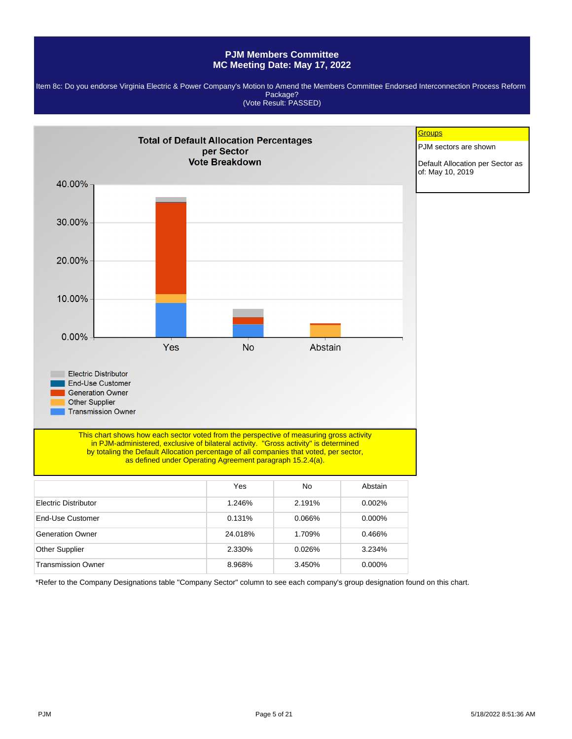# PJM Members Committee
## MC Meeting Date: May 17, 2022

Item 8c: Do you endorse Virginia Electric & Power Company's Motion to Amend the Members Committee Endorsed Interconnection Process Reform Package?
(Vote Result: PASSED)

**Total of Default Allocation Percentages per Sector Vote Breakdown**

40.00%
30.00%
20.00%
10.00%
0.00%

Yes | No | Abstain

- Electric Distributor
- End-Use Customer
- Generation Owner
- Other Supplier
- Transmission Owner

**Groups**

PJM sectors are shown

Default Allocation per Sector as of: May 10, 2019

This chart shows how each sector voted from the perspective of measuring gross activity in PJM-administered, exclusive of bilateral activity. "Gross activity" is determined by totaling the Default Allocation percentage of all companies that voted, per sector, as defined under Operating Agreement paragraph 15.2.4(a).

| | Yes | No | Abstain |
|---|---|---|---|
| Electric Distributor | 1.246% | 2.191% | 0.002% |
| End-Use Customer | 0.131% | 0.066% | 0.000% |
| Generation Owner | 24.018% | 1.709% | 0.466% |
| Other Supplier | 2.330% | 0.026% | 3.234% |
| Transmission Owner | 8.968% | 3.450% | 0.000% |

*Refer to the Company Designations table "Company Sector" column to see each company's group designation found on this chart.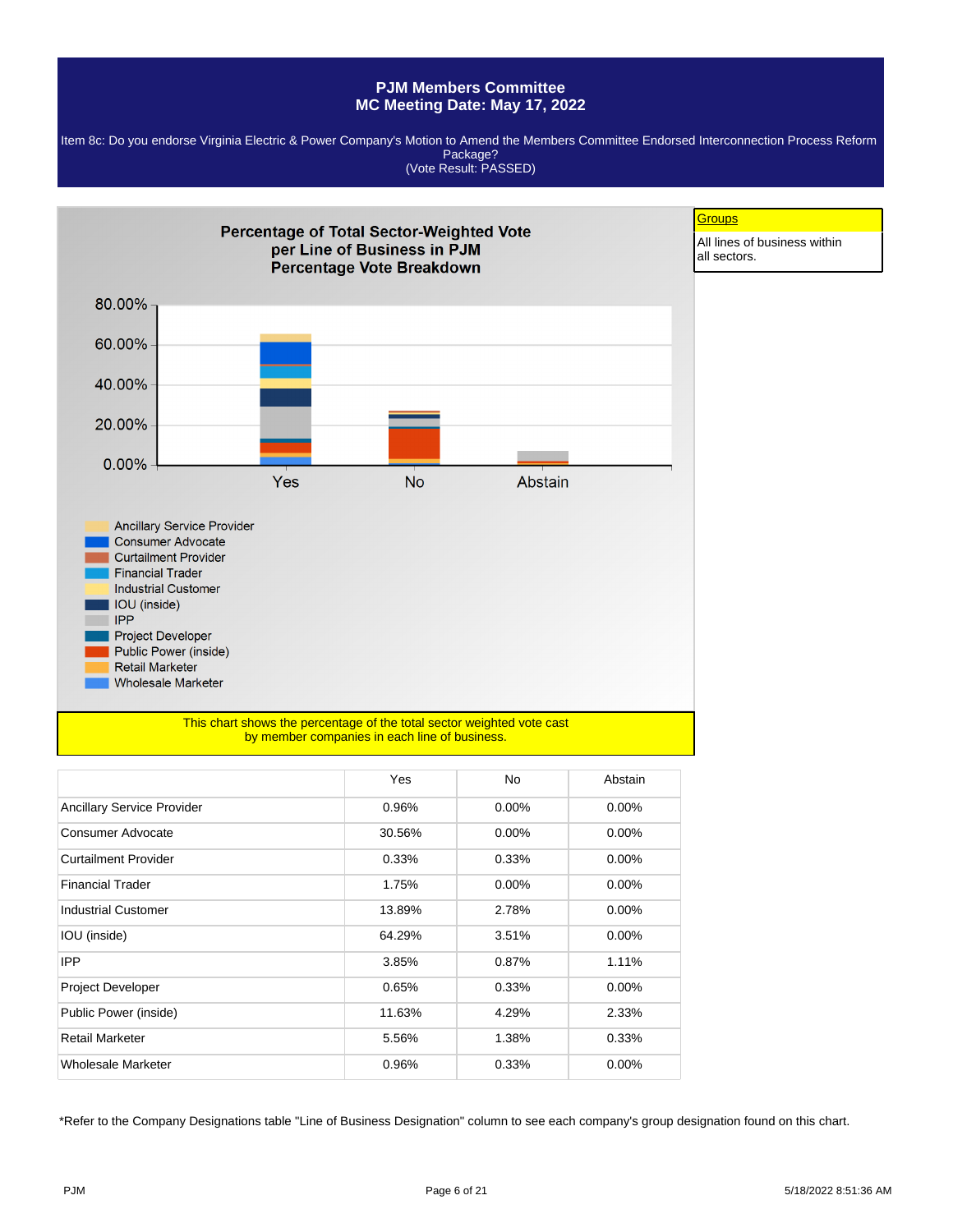# PJM Members Committee
## MC Meeting Date: May 17, 2022

Item 8c: Do you endorse Virginia Electric & Power Company's Motion to Amend the Members Committee Endorsed Interconnection Process Reform Package?
(Vote Result: PASSED)

**Percentage of Total Sector-Weighted Vote per Line of Business in PJM Percentage Vote Breakdown**

**Groups**

All lines of business within all sectors.

This chart shows the percentage of the total sector weighted vote cast by member companies in each line of business.

| | Yes | No | Abstain |
|---|---|---|---|
| Ancillary Service Provider | 0.96% | 0.00% | 0.00% |
| Consumer Advocate | 30.56% | 0.00% | 0.00% |
| Curtailment Provider | 0.33% | 0.33% | 0.00% |
| Financial Trader | 1.75% | 0.00% | 0.00% |
| Industrial Customer | 13.89% | 2.78% | 0.00% |
| IOU (inside) | 64.29% | 3.51% | 0.00% |
| IPP | 3.85% | 0.87% | 1.11% |
| Project Developer | 0.65% | 0.33% | 0.00% |
| Public Power (inside) | 11.63% | 4.29% | 2.33% |
| Retail Marketer | 5.56% | 1.38% | 0.33% |
| Wholesale Marketer | 0.96% | 0.33% | 0.00% |

*Refer to the Company Designations table "Line of Business Designation" column to see each company's group designation found on this chart.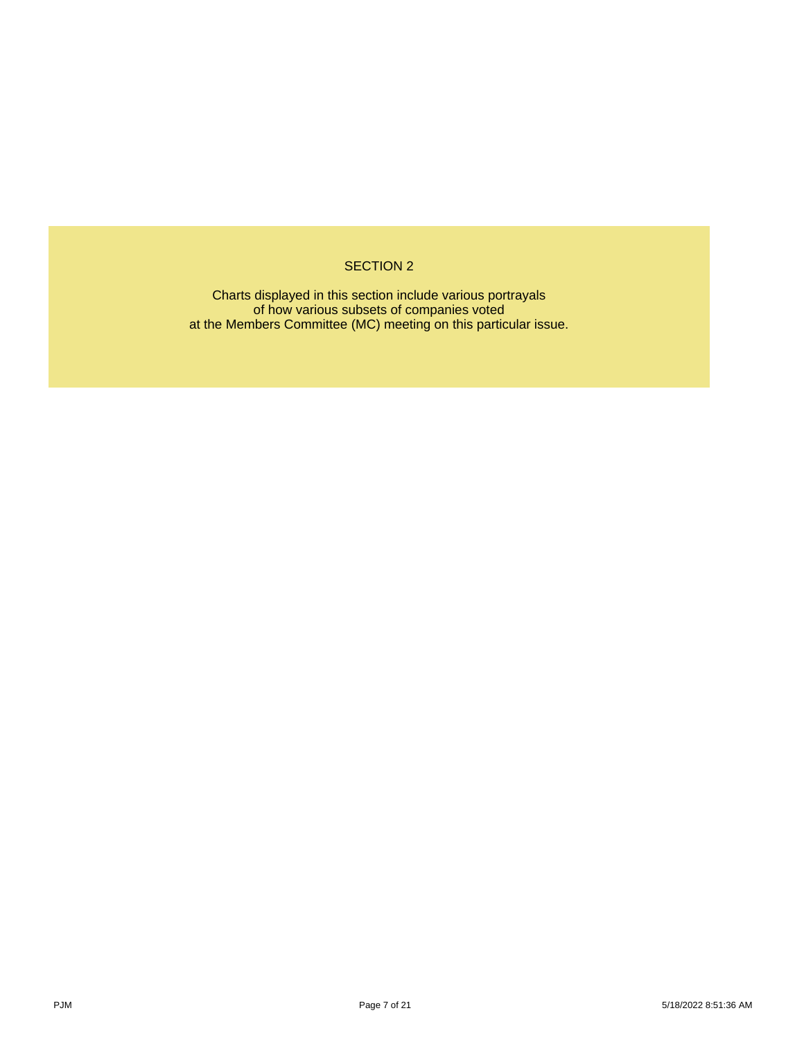## SECTION 2

Charts displayed in this section include various portrayals
of how various subsets of companies voted
at the Members Committee (MC) meeting on this particular issue.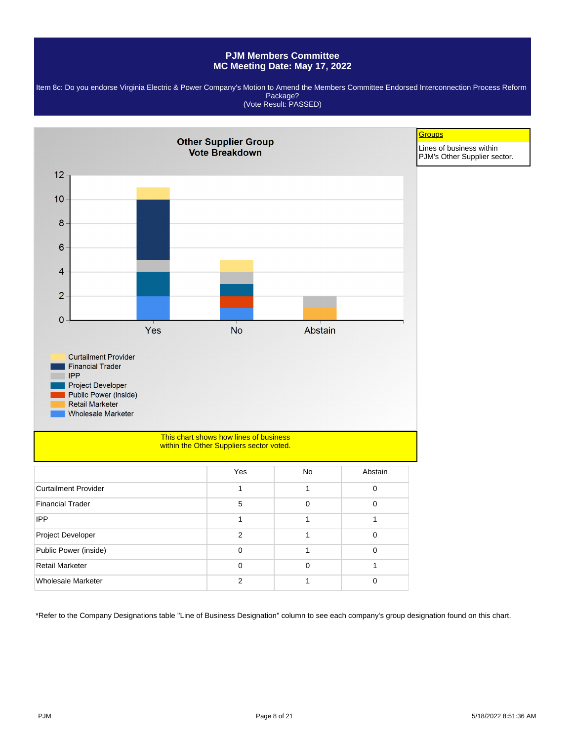# PJM Members Committee
## MC Meeting Date: May 17, 2022

Item 8c: Do you endorse Virginia Electric & Power Company's Motion to Amend the Members Committee Endorsed Interconnection Process Reform Package?
(Vote Result: PASSED)

**Other Supplier Group Vote Breakdown**

Curtailment Provider
Financial Trader
IPP
Project Developer
Public Power (inside)
Retail Marketer
Wholesale Marketer

**Groups**

Lines of business within PJM's Other Supplier sector.

This chart shows how lines of business within the Other Suppliers sector voted.

| | Yes | No | Abstain |
|---|---|---|---|
| Curtailment Provider | 1 | 1 | 0 |
| Financial Trader | 5 | 0 | 0 |
| IPP | 1 | 1 | 1 |
| Project Developer | 2 | 1 | 0 |
| Public Power (inside) | 0 | 1 | 0 |
| Retail Marketer | 0 | 0 | 1 |
| Wholesale Marketer | 2 | 1 | 0 |

*Refer to the Company Designations table "Line of Business Designation" column to see each company's group designation found on this chart.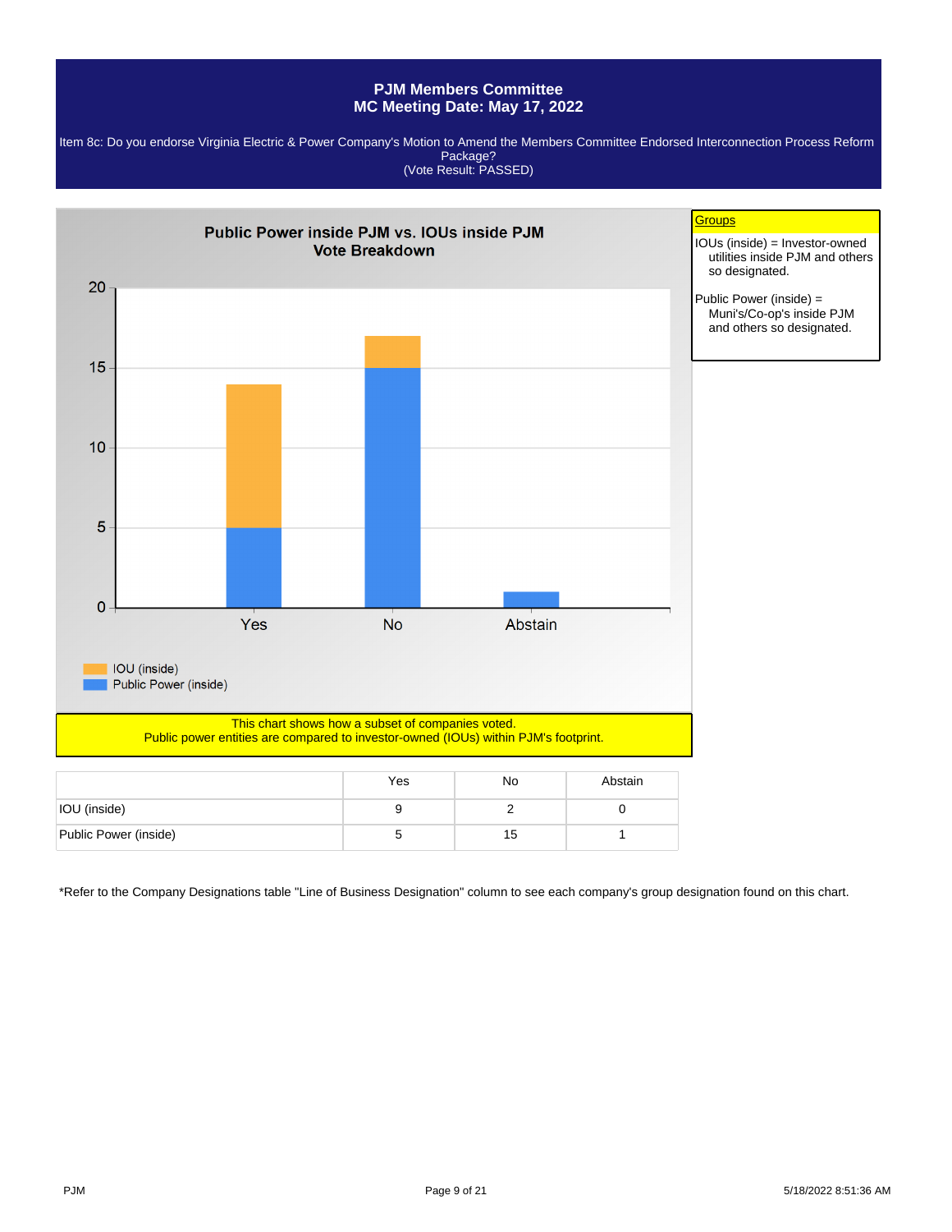# PJM Members Committee
## MC Meeting Date: May 17, 2022

Item 8c: Do you endorse Virginia Electric & Power Company's Motion to Amend the Members Committee Endorsed Interconnection Process Reform Package?
(Vote Result: PASSED)

**Public Power inside PJM vs. IOUs inside PJM Vote Breakdown**

**Groups**

IOUs (inside) = Investor-owned utilities inside PJM and others so designated.

Public Power (inside) = Muni's/Co-op's inside PJM and others so designated.

This chart shows how a subset of companies voted.
Public power entities are compared to investor-owned (IOUs) within PJM's footprint.

| | Yes | No | Abstain |
|---|---|---|---|
| IOU (inside) | 9 | 2 | 0 |
| Public Power (inside) | 5 | 15 | 1 |

*Refer to the Company Designations table "Line of Business Designation" column to see each company's group designation found on this chart.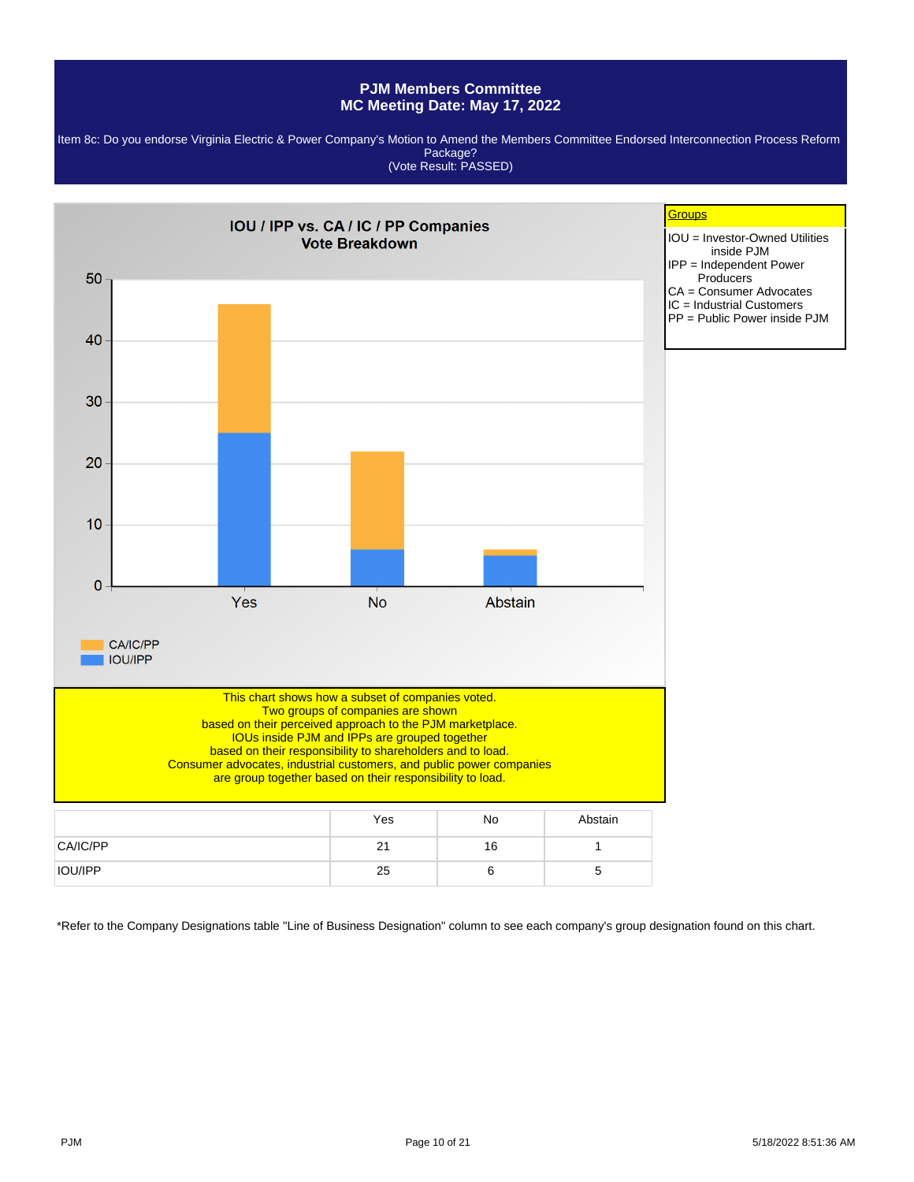# PJM Members Committee
## MC Meeting Date: May 17, 2022

Item 8c: Do you endorse Virginia Electric & Power Company's Motion to Amend the Members Committee Endorsed Interconnection Process Reform Package?
(Vote Result: PASSED)

### IOU / IPP vs. CA / IC / PP Companies Vote Breakdown

**Groups**

- IOU = Investor-Owned Utilities inside PJM
- IPP = Independent Power Producers
- CA = Consumer Advocates
- IC = Industrial Customers
- PP = Public Power inside PJM

This chart shows how a subset of companies voted.
Two groups of companies are shown
based on their perceived approach to the PJM marketplace.
IOUs inside PJM and IPPs are grouped together
based on their responsibility to shareholders and to load.
Consumer advocates, industrial customers, and public power companies
are group together based on their responsibility to load.

| | Yes | No | Abstain |
|---|---|---|---|
| CA/IC/PP | 21 | 16 | 1 |
| IOU/IPP | 25 | 6 | 5 |

*Refer to the Company Designations table "Line of Business Designation" column to see each company's group designation found on this chart.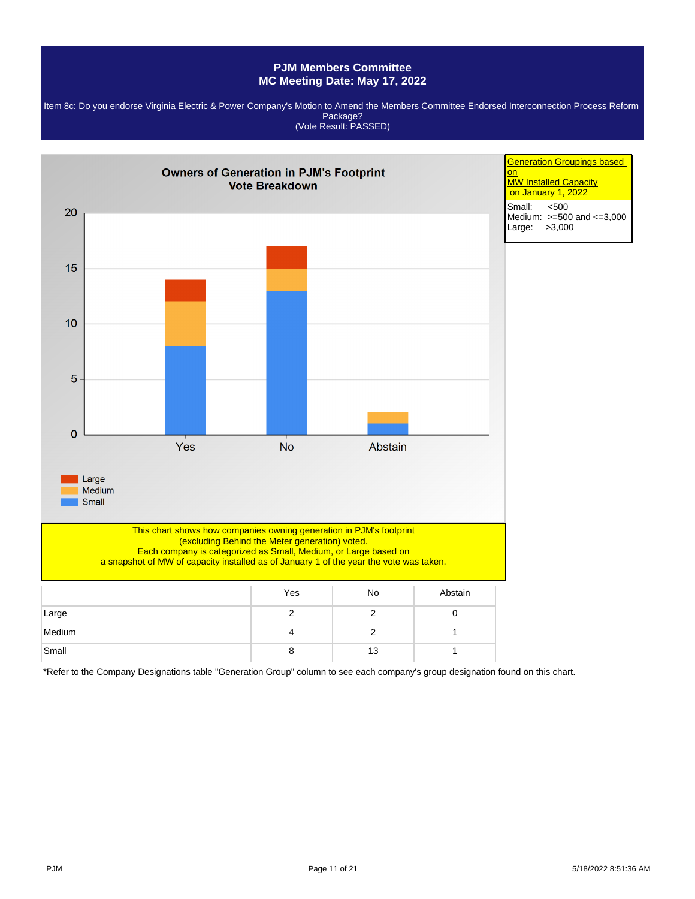# PJM Members Committee
## MC Meeting Date: May 17, 2022

Item 8c: Do you endorse Virginia Electric & Power Company's Motion to Amend the Members Committee Endorsed Interconnection Process Reform Package?
(Vote Result: PASSED)

**Owners of Generation in PJM's Footprint Vote Breakdown**

Generation Groupings based on MW Installed Capacity on January 1, 2022

Small: <500
Medium: >=500 and <=3,000
Large: >3,000

This chart shows how companies owning generation in PJM's footprint (excluding Behind the Meter generation) voted.
Each company is categorized as Small, Medium, or Large based on a snapshot of MW of capacity installed as of January 1 of the year the vote was taken.

| | Yes | No | Abstain |
|---|---|---|---|
| Large | 2 | 2 | 0 |
| Medium | 4 | 2 | 1 |
| Small | 8 | 13 | 1 |

*Refer to the Company Designations table "Generation Group" column to see each company's group designation found on this chart.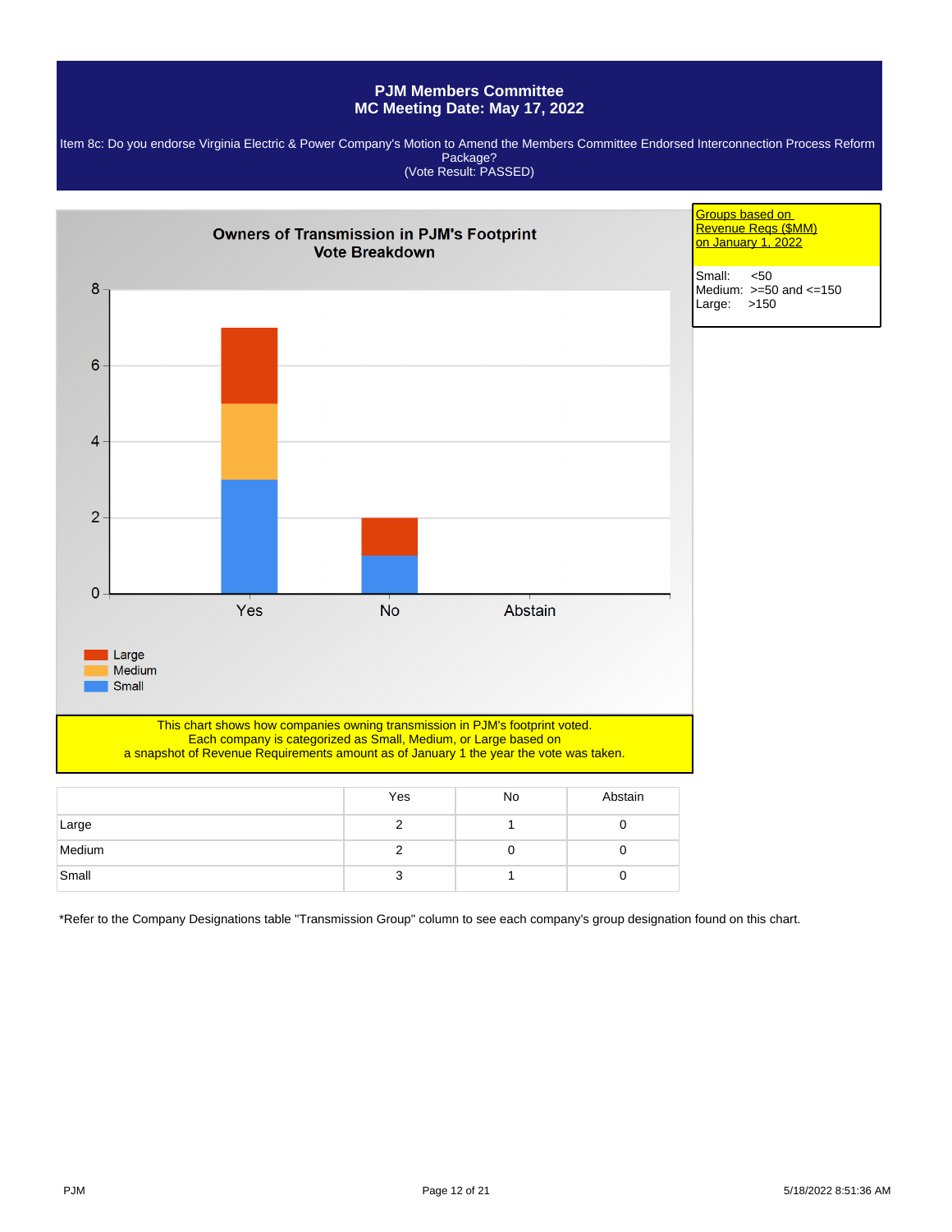# PJM Members Committee
## MC Meeting Date: May 17, 2022

Item 8c: Do you endorse Virginia Electric & Power Company's Motion to Amend the Members Committee Endorsed Interconnection Process Reform Package?
(Vote Result: PASSED)

**Groups based on Revenue Reqs ($MM) on January 1, 2022**

Small: <50
Medium: >=50 and <=150
Large: >150

### Owners of Transmission in PJM's Footprint Vote Breakdown

This chart shows how companies owning transmission in PJM's footprint voted.
Each company is categorized as Small, Medium, or Large based on
a snapshot of Revenue Requirements amount as of January 1 the year the vote was taken.

| | Yes | No | Abstain |
|---|---|---|---|
| Large | 2 | 1 | 0 |
| Medium | 2 | 0 | 0 |
| Small | 3 | 1 | 0 |

*Refer to the Company Designations table "Transmission Group" column to see each company's group designation found on this chart.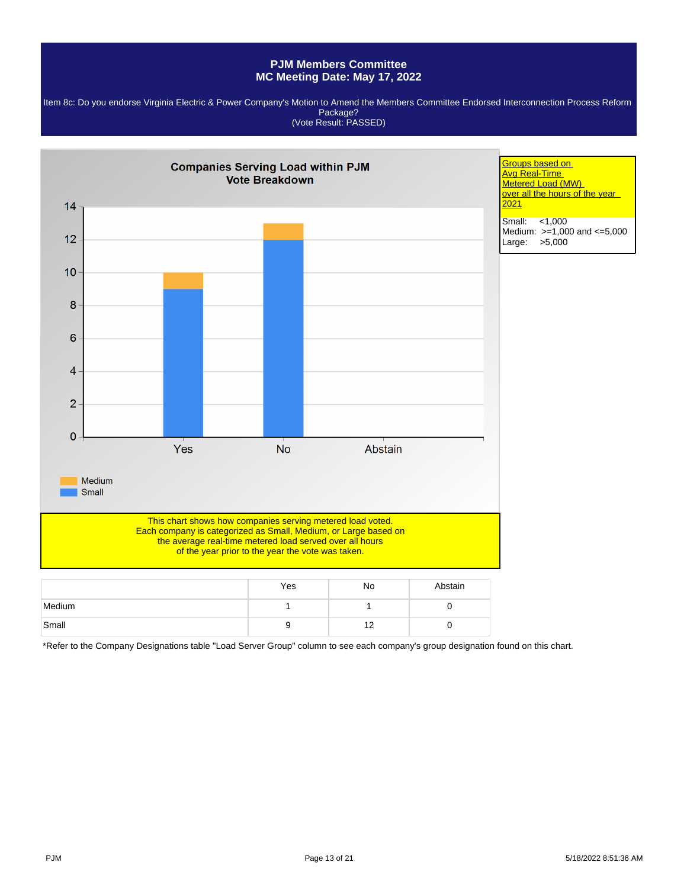# PJM Members Committee
## MC Meeting Date: May 17, 2022

Item 8c: Do you endorse Virginia Electric & Power Company's Motion to Amend the Members Committee Endorsed Interconnection Process Reform Package?
(Vote Result: PASSED)

**Companies Serving Load within PJM**
**Vote Breakdown**

Groups based on Avg Real-Time Metered Load (MW) over all the hours of the year 2021

Small: <1,000
Medium: >=1,000 and <=5,000
Large: >5,000

This chart shows how companies serving metered load voted.
Each company is categorized as Small, Medium, or Large based on the average real-time metered load served over all hours of the year prior to the year the vote was taken.

| | Yes | No | Abstain |
|---|---|---|---|
| Medium | 1 | 1 | 0 |
| Small | 9 | 12 | 0 |

*Refer to the Company Designations table "Load Server Group" column to see each company's group designation found on this chart.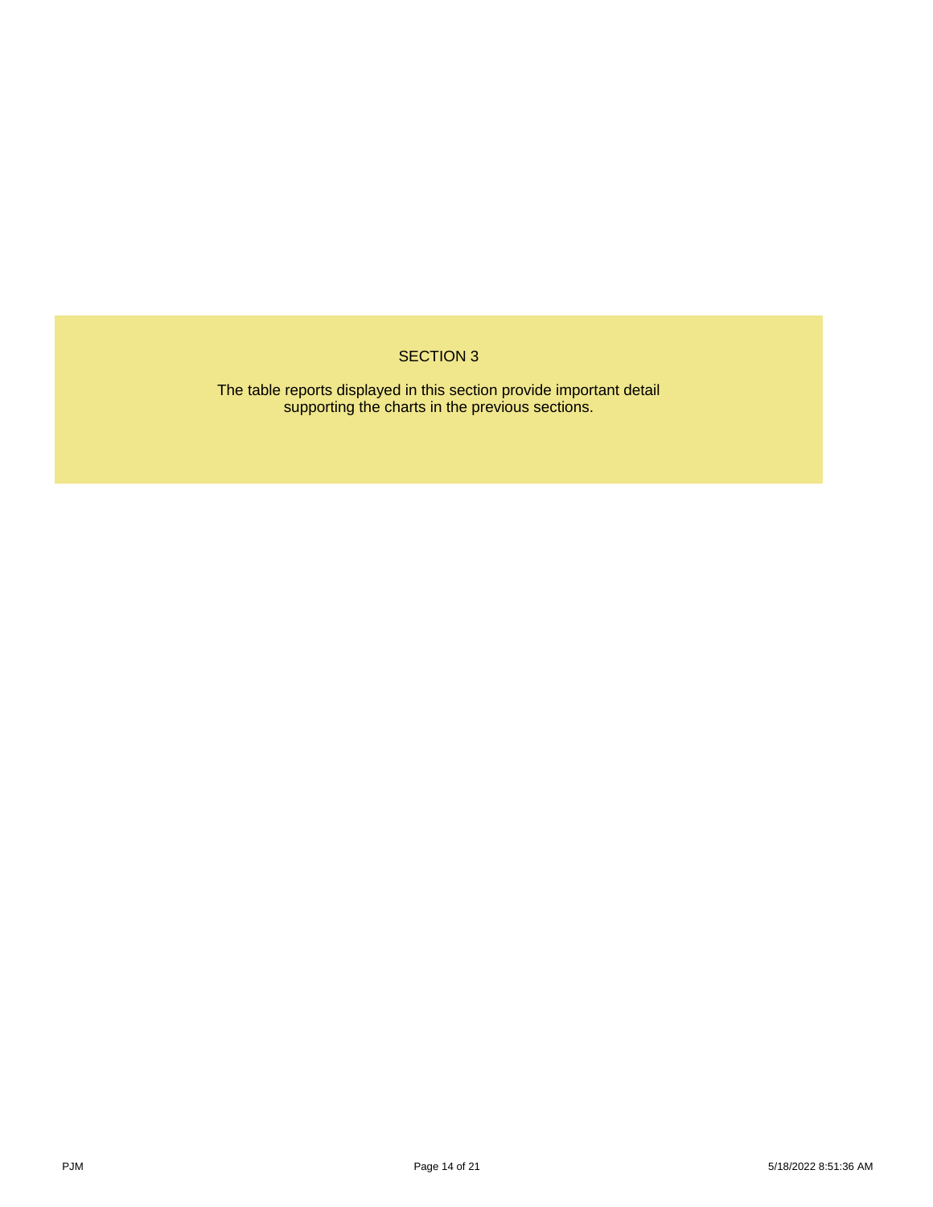# SECTION 3

The table reports displayed in this section provide important detail supporting the charts in the previous sections.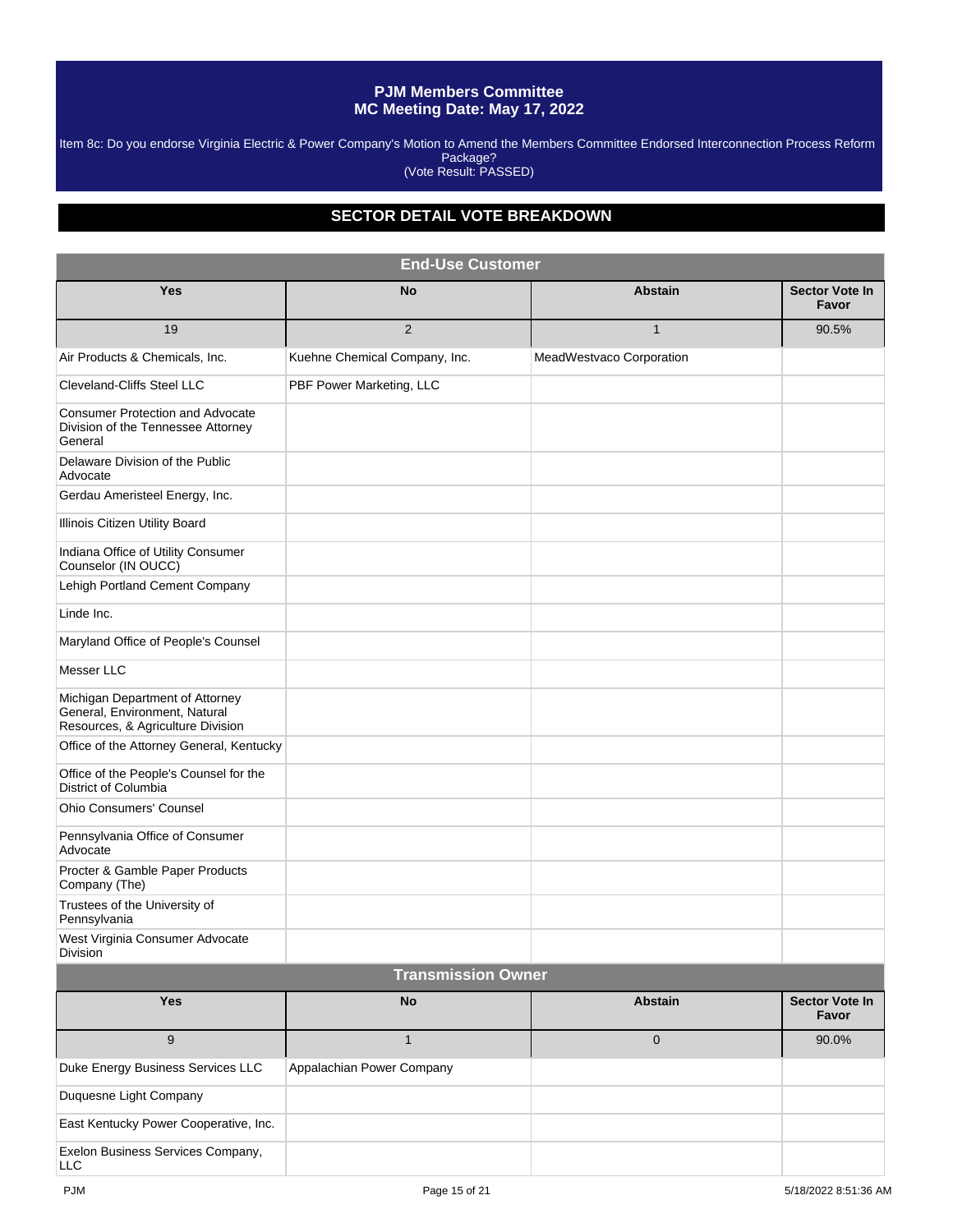# PJM Members Committee
## MC Meeting Date: May 17, 2022

Item 8c: Do you endorse Virginia Electric & Power Company's Motion to Amend the Members Committee Endorsed Interconnection Process Reform Package?
(Vote Result: PASSED)

## SECTOR DETAIL VOTE BREAKDOWN

### End-Use Customer

| Yes | No | Abstain | Sector Vote In Favor |
|---|---|---|---|
| 19 | 2 | 1 | 90.5% |
| Air Products & Chemicals, Inc. | Kuehne Chemical Company, Inc. | MeadWestvaco Corporation | |
| Cleveland-Cliffs Steel LLC | PBF Power Marketing, LLC | | |
| Consumer Protection and Advocate Division of the Tennessee Attorney General | | | |
| Delaware Division of the Public Advocate | | | |
| Gerdau Ameristeel Energy, Inc. | | | |
| Illinois Citizen Utility Board | | | |
| Indiana Office of Utility Consumer Counselor (IN OUCC) | | | |
| Lehigh Portland Cement Company | | | |
| Linde Inc. | | | |
| Maryland Office of People's Counsel | | | |
| Messer LLC | | | |
| Michigan Department of Attorney General, Environment, Natural Resources, & Agriculture Division | | | |
| Office of the Attorney General, Kentucky | | | |
| Office of the People's Counsel for the District of Columbia | | | |
| Ohio Consumers' Counsel | | | |
| Pennsylvania Office of Consumer Advocate | | | |
| Procter & Gamble Paper Products Company (The) | | | |
| Trustees of the University of Pennsylvania | | | |
| West Virginia Consumer Advocate Division | | | |

### Transmission Owner

| Yes | No | Abstain | Sector Vote In Favor |
|---|---|---|---|
| 9 | 1 | 0 | 90.0% |
| Duke Energy Business Services LLC | Appalachian Power Company | | |
| Duquesne Light Company | | | |
| East Kentucky Power Cooperative, Inc. | | | |
| Exelon Business Services Company, LLC | | | |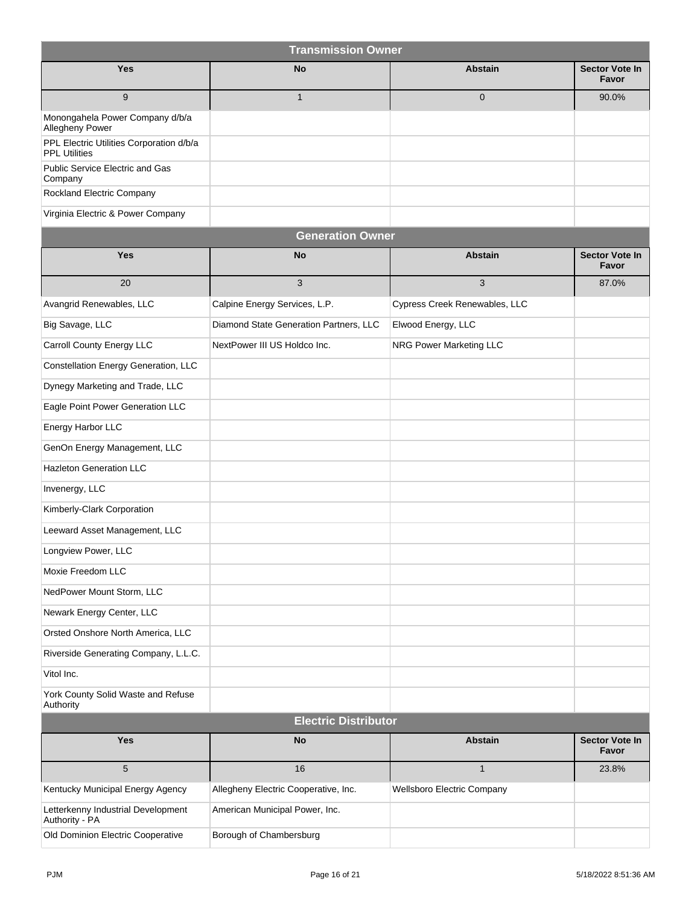## Transmission Owner

| Yes | No | Abstain | Sector Vote In Favor |
|---|---|---|---|
| 9 | 1 | 0 | 90.0% |
| Monongahela Power Company d/b/a Allegheny Power | | | |
| PPL Electric Utilities Corporation d/b/a PPL Utilities | | | |
| Public Service Electric and Gas Company | | | |
| Rockland Electric Company | | | |
| Virginia Electric & Power Company | | | |

## Generation Owner

| Yes | No | Abstain | Sector Vote In Favor |
|---|---|---|---|
| 20 | 3 | 3 | 87.0% |
| Avangrid Renewables, LLC | Calpine Energy Services, L.P. | Cypress Creek Renewables, LLC | |
| Big Savage, LLC | Diamond State Generation Partners, LLC | Elwood Energy, LLC | |
| Carroll County Energy LLC | NextPower III US Holdco Inc. | NRG Power Marketing LLC | |
| Constellation Energy Generation, LLC | | | |
| Dynegy Marketing and Trade, LLC | | | |
| Eagle Point Power Generation LLC | | | |
| Energy Harbor LLC | | | |
| GenOn Energy Management, LLC | | | |
| Hazleton Generation LLC | | | |
| Invenergy, LLC | | | |
| Kimberly-Clark Corporation | | | |
| Leeward Asset Management, LLC | | | |
| Longview Power, LLC | | | |
| Moxie Freedom LLC | | | |
| NedPower Mount Storm, LLC | | | |
| Newark Energy Center, LLC | | | |
| Orsted Onshore North America, LLC | | | |
| Riverside Generating Company, L.L.C. | | | |
| Vitol Inc. | | | |
| York County Solid Waste and Refuse Authority | | | |

## Electric Distributor

| Yes | No | Abstain | Sector Vote In Favor |
|---|---|---|---|
| 5 | 16 | 1 | 23.8% |
| Kentucky Municipal Energy Agency | Allegheny Electric Cooperative, Inc. | Wellsboro Electric Company | |
| Letterkenny Industrial Development Authority - PA | American Municipal Power, Inc. | | |
| Old Dominion Electric Cooperative | Borough of Chambersburg | | |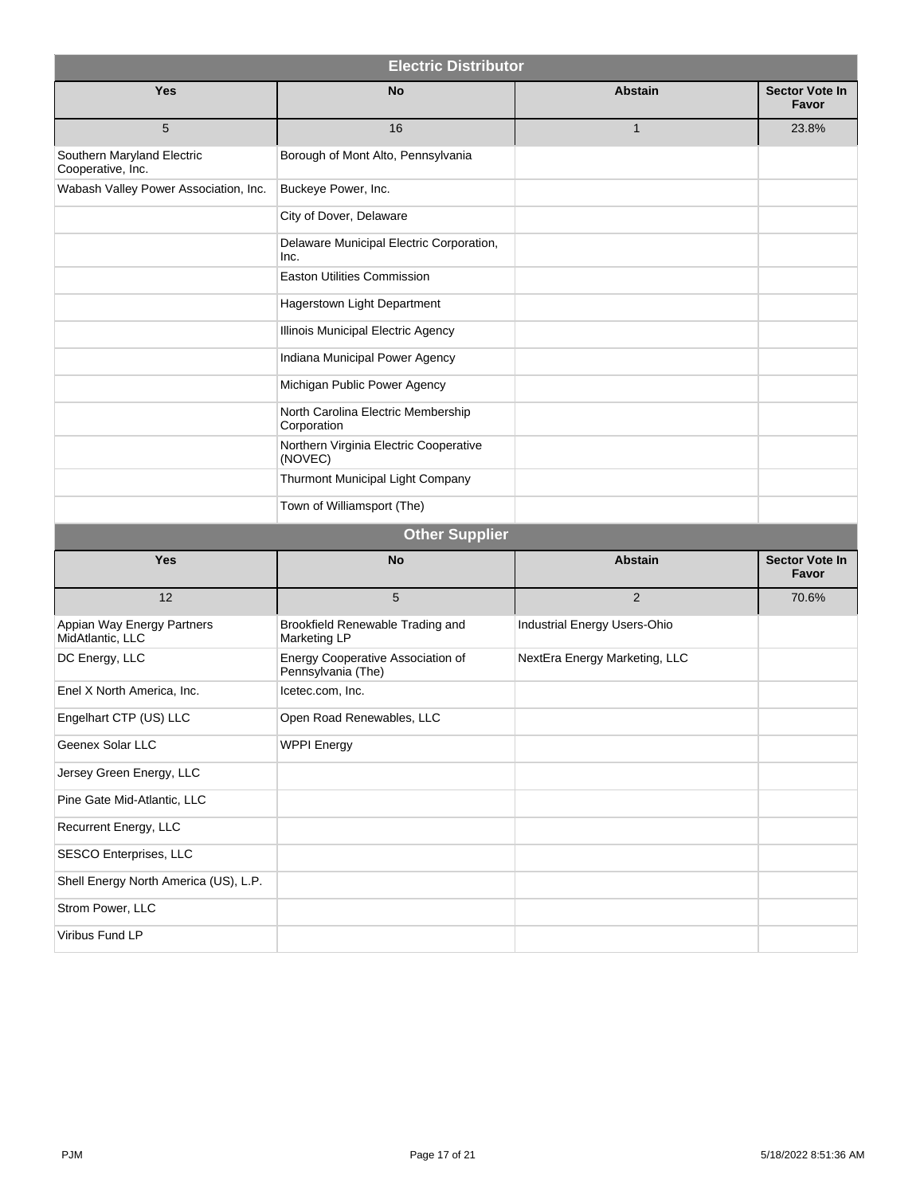## Electric Distributor

| Yes | No | Abstain | Sector Vote In Favor |
|---|---|---|---|
| 5 | 16 | 1 | 23.8% |
| Southern Maryland Electric Cooperative, Inc. | Borough of Mont Alto, Pennsylvania | | |
| Wabash Valley Power Association, Inc. | Buckeye Power, Inc. | | |
| | City of Dover, Delaware | | |
| | Delaware Municipal Electric Corporation, Inc. | | |
| | Easton Utilities Commission | | |
| | Hagerstown Light Department | | |
| | Illinois Municipal Electric Agency | | |
| | Indiana Municipal Power Agency | | |
| | Michigan Public Power Agency | | |
| | North Carolina Electric Membership Corporation | | |
| | Northern Virginia Electric Cooperative (NOVEC) | | |
| | Thurmont Municipal Light Company | | |
| | Town of Williamsport (The) | | |

## Other Supplier

| Yes | No | Abstain | Sector Vote In Favor |
|---|---|---|---|
| 12 | 5 | 2 | 70.6% |
| Appian Way Energy Partners MidAtlantic, LLC | Brookfield Renewable Trading and Marketing LP | Industrial Energy Users-Ohio | |
| DC Energy, LLC | Energy Cooperative Association of Pennsylvania (The) | NextEra Energy Marketing, LLC | |
| Enel X North America, Inc. | Icetec.com, Inc. | | |
| Engelhart CTP (US) LLC | Open Road Renewables, LLC | | |
| Geenex Solar LLC | WPPI Energy | | |
| Jersey Green Energy, LLC | | | |
| Pine Gate Mid-Atlantic, LLC | | | |
| Recurrent Energy, LLC | | | |
| SESCO Enterprises, LLC | | | |
| Shell Energy North America (US), L.P. | | | |
| Strom Power, LLC | | | |
| Viribus Fund LP | | | |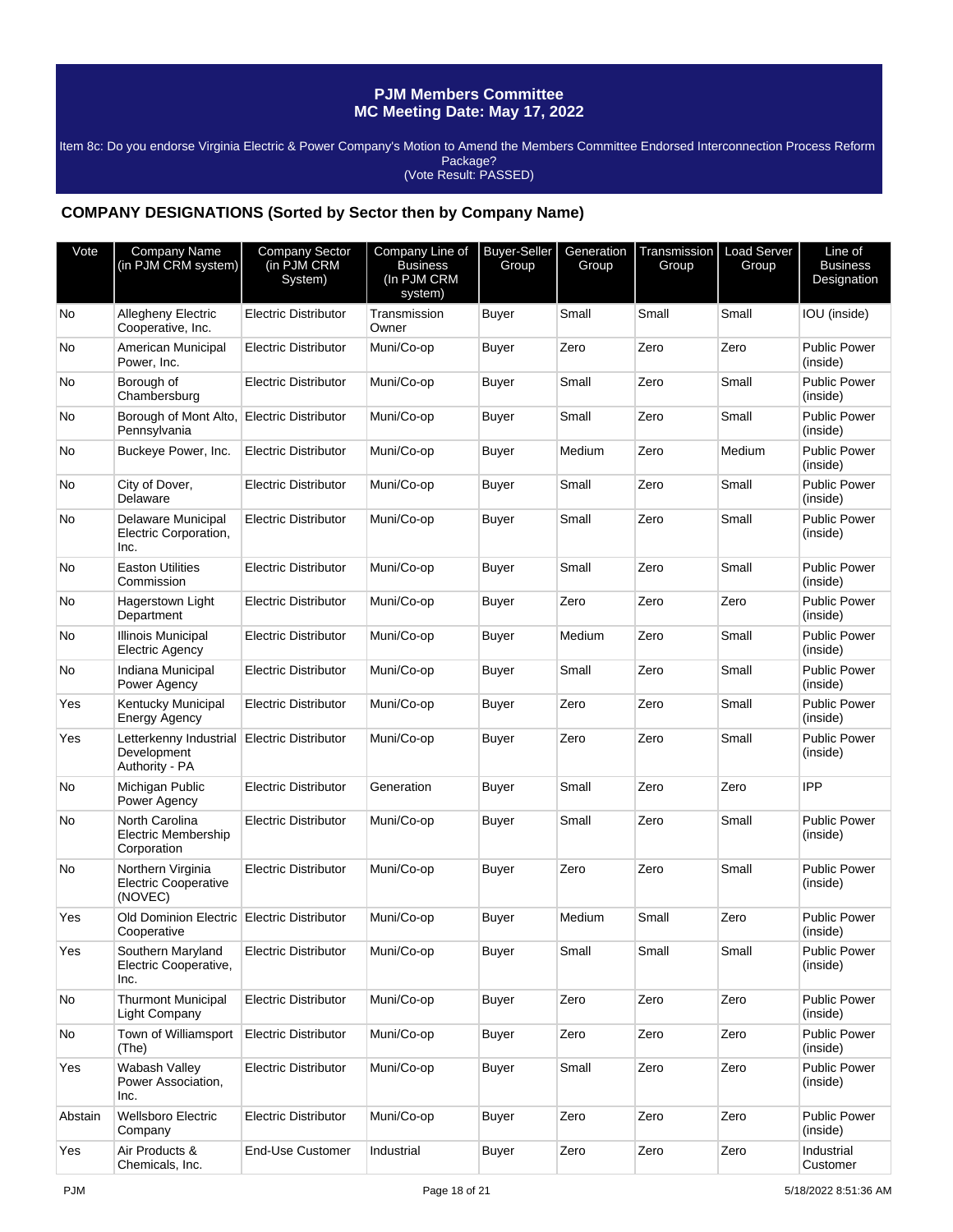# PJM Members Committee
## MC Meeting Date: May 17, 2022

Item 8c: Do you endorse Virginia Electric & Power Company's Motion to Amend the Members Committee Endorsed Interconnection Process Reform Package?
(Vote Result: PASSED)

## COMPANY DESIGNATIONS (Sorted by Sector then by Company Name)

| Vote | Company Name (in PJM CRM system) | Company Sector (in PJM CRM System) | Company Line of Business (In PJM CRM system) | Buyer-Seller Group | Generation Group | Transmission Group | Load Server Group | Line of Business Designation |
|---|---|---|---|---|---|---|---|---|
| No | Allegheny Electric Cooperative, Inc. | Electric Distributor | Transmission Owner | Buyer | Small | Small | Small | IOU (inside) |
| No | American Municipal Power, Inc. | Electric Distributor | Muni/Co-op | Buyer | Zero | Zero | Zero | Public Power (inside) |
| No | Borough of Chambersburg | Electric Distributor | Muni/Co-op | Buyer | Small | Zero | Small | Public Power (inside) |
| No | Borough of Mont Alto, Pennsylvania | Electric Distributor | Muni/Co-op | Buyer | Small | Zero | Small | Public Power (inside) |
| No | Buckeye Power, Inc. | Electric Distributor | Muni/Co-op | Buyer | Medium | Zero | Medium | Public Power (inside) |
| No | City of Dover, Delaware | Electric Distributor | Muni/Co-op | Buyer | Small | Zero | Small | Public Power (inside) |
| No | Delaware Municipal Electric Corporation, Inc. | Electric Distributor | Muni/Co-op | Buyer | Small | Zero | Small | Public Power (inside) |
| No | Easton Utilities Commission | Electric Distributor | Muni/Co-op | Buyer | Small | Zero | Small | Public Power (inside) |
| No | Hagerstown Light Department | Electric Distributor | Muni/Co-op | Buyer | Zero | Zero | Zero | Public Power (inside) |
| No | Illinois Municipal Electric Agency | Electric Distributor | Muni/Co-op | Buyer | Medium | Zero | Small | Public Power (inside) |
| No | Indiana Municipal Power Agency | Electric Distributor | Muni/Co-op | Buyer | Small | Zero | Small | Public Power (inside) |
| Yes | Kentucky Municipal Energy Agency | Electric Distributor | Muni/Co-op | Buyer | Zero | Zero | Small | Public Power (inside) |
| Yes | Letterkenny Industrial Development Authority - PA | Electric Distributor | Muni/Co-op | Buyer | Zero | Zero | Small | Public Power (inside) |
| No | Michigan Public Power Agency | Electric Distributor | Generation | Buyer | Small | Zero | Zero | IPP |
| No | North Carolina Electric Membership Corporation | Electric Distributor | Muni/Co-op | Buyer | Small | Zero | Small | Public Power (inside) |
| No | Northern Virginia Electric Cooperative (NOVEC) | Electric Distributor | Muni/Co-op | Buyer | Zero | Zero | Small | Public Power (inside) |
| Yes | Old Dominion Electric Cooperative | Electric Distributor | Muni/Co-op | Buyer | Medium | Small | Zero | Public Power (inside) |
| Yes | Southern Maryland Electric Cooperative, Inc. | Electric Distributor | Muni/Co-op | Buyer | Small | Small | Small | Public Power (inside) |
| No | Thurmont Municipal Light Company | Electric Distributor | Muni/Co-op | Buyer | Zero | Zero | Zero | Public Power (inside) |
| No | Town of Williamsport (The) | Electric Distributor | Muni/Co-op | Buyer | Zero | Zero | Zero | Public Power (inside) |
| Yes | Wabash Valley Power Association, Inc. | Electric Distributor | Muni/Co-op | Buyer | Small | Zero | Zero | Public Power (inside) |
| Abstain | Wellsboro Electric Company | Electric Distributor | Muni/Co-op | Buyer | Zero | Zero | Zero | Public Power (inside) |
| Yes | Air Products & Chemicals, Inc. | End-Use Customer | Industrial | Buyer | Zero | Zero | Zero | Industrial Customer |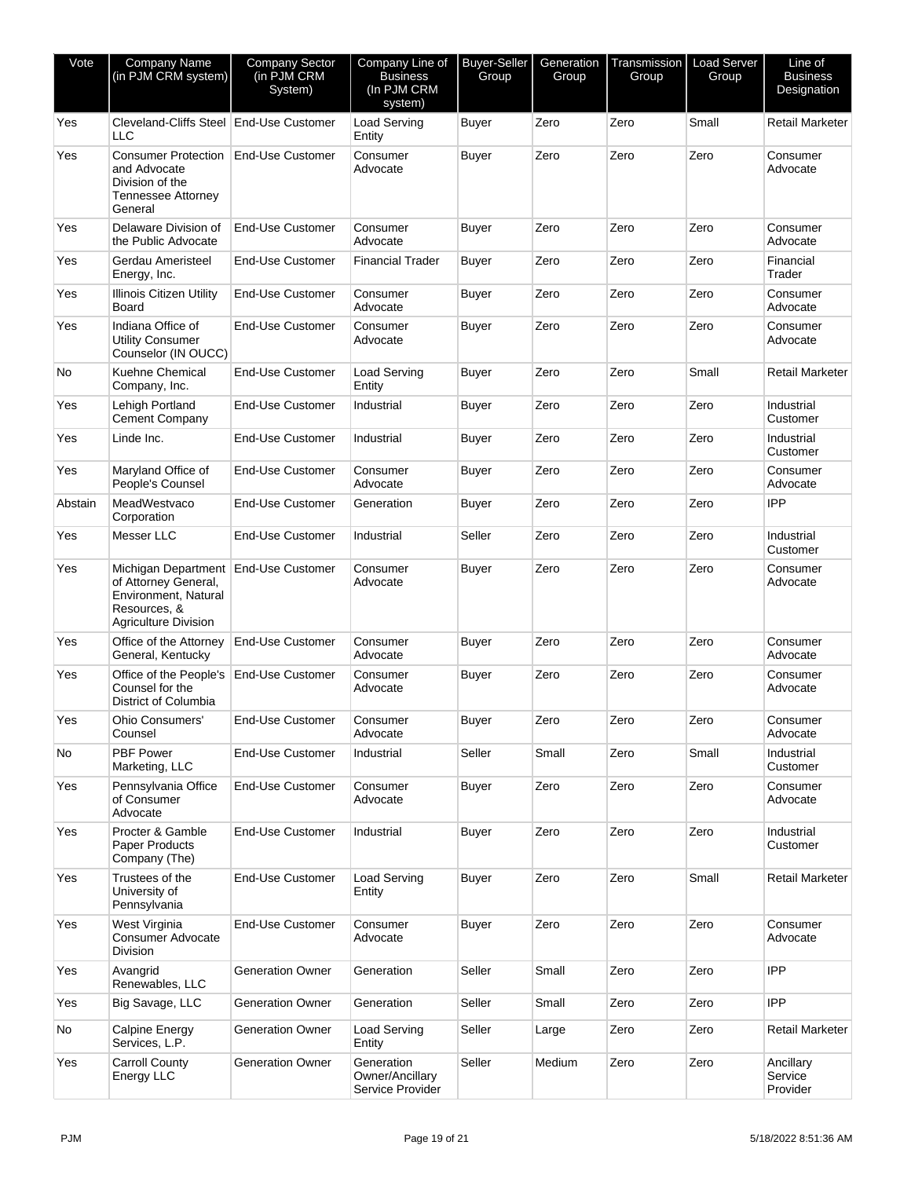| Vote | Company Name (in PJM CRM system) | Company Sector (in PJM CRM System) | Company Line of Business (In PJM CRM system) | Buyer-Seller Group | Generation Group | Transmission Group | Load Server Group | Line of Business Designation |
|---|---|---|---|---|---|---|---|---|
| Yes | Cleveland-Cliffs Steel LLC | End-Use Customer | Load Serving Entity | Buyer | Zero | Zero | Small | Retail Marketer |
| Yes | Consumer Protection and Advocate Division of the Tennessee Attorney General | End-Use Customer | Consumer Advocate | Buyer | Zero | Zero | Zero | Consumer Advocate |
| Yes | Delaware Division of the Public Advocate | End-Use Customer | Consumer Advocate | Buyer | Zero | Zero | Zero | Consumer Advocate |
| Yes | Gerdau Ameristeel Energy, Inc. | End-Use Customer | Financial Trader | Buyer | Zero | Zero | Zero | Financial Trader |
| Yes | Illinois Citizen Utility Board | End-Use Customer | Consumer Advocate | Buyer | Zero | Zero | Zero | Consumer Advocate |
| Yes | Indiana Office of Utility Consumer Counselor (IN OUCC) | End-Use Customer | Consumer Advocate | Buyer | Zero | Zero | Zero | Consumer Advocate |
| No | Kuehne Chemical Company, Inc. | End-Use Customer | Load Serving Entity | Buyer | Zero | Zero | Small | Retail Marketer |
| Yes | Lehigh Portland Cement Company | End-Use Customer | Industrial | Buyer | Zero | Zero | Zero | Industrial Customer |
| Yes | Linde Inc. | End-Use Customer | Industrial | Buyer | Zero | Zero | Zero | Industrial Customer |
| Yes | Maryland Office of People's Counsel | End-Use Customer | Consumer Advocate | Buyer | Zero | Zero | Zero | Consumer Advocate |
| Abstain | MeadWestvaco Corporation | End-Use Customer | Generation | Buyer | Zero | Zero | Zero | IPP |
| Yes | Messer LLC | End-Use Customer | Industrial | Seller | Zero | Zero | Zero | Industrial Customer |
| Yes | Michigan Department of Attorney General, Environment, Natural Resources, & Agriculture Division | End-Use Customer | Consumer Advocate | Buyer | Zero | Zero | Zero | Consumer Advocate |
| Yes | Office of the Attorney General, Kentucky | End-Use Customer | Consumer Advocate | Buyer | Zero | Zero | Zero | Consumer Advocate |
| Yes | Office of the People's Counsel for the District of Columbia | End-Use Customer | Consumer Advocate | Buyer | Zero | Zero | Zero | Consumer Advocate |
| Yes | Ohio Consumers' Counsel | End-Use Customer | Consumer Advocate | Buyer | Zero | Zero | Zero | Consumer Advocate |
| No | PBF Power Marketing, LLC | End-Use Customer | Industrial | Seller | Small | Zero | Small | Industrial Customer |
| Yes | Pennsylvania Office of Consumer Advocate | End-Use Customer | Consumer Advocate | Buyer | Zero | Zero | Zero | Consumer Advocate |
| Yes | Procter & Gamble Paper Products Company (The) | End-Use Customer | Industrial | Buyer | Zero | Zero | Zero | Industrial Customer |
| Yes | Trustees of the University of Pennsylvania | End-Use Customer | Load Serving Entity | Buyer | Zero | Zero | Small | Retail Marketer |
| Yes | West Virginia Consumer Advocate Division | End-Use Customer | Consumer Advocate | Buyer | Zero | Zero | Zero | Consumer Advocate |
| Yes | Avangrid Renewables, LLC | Generation Owner | Generation | Seller | Small | Zero | Zero | IPP |
| Yes | Big Savage, LLC | Generation Owner | Generation | Seller | Small | Zero | Zero | IPP |
| No | Calpine Energy Services, L.P. | Generation Owner | Load Serving Entity | Seller | Large | Zero | Zero | Retail Marketer |
| Yes | Carroll County Energy LLC | Generation Owner | Generation Owner/Ancillary Service Provider | Seller | Medium | Zero | Zero | Ancillary Service Provider |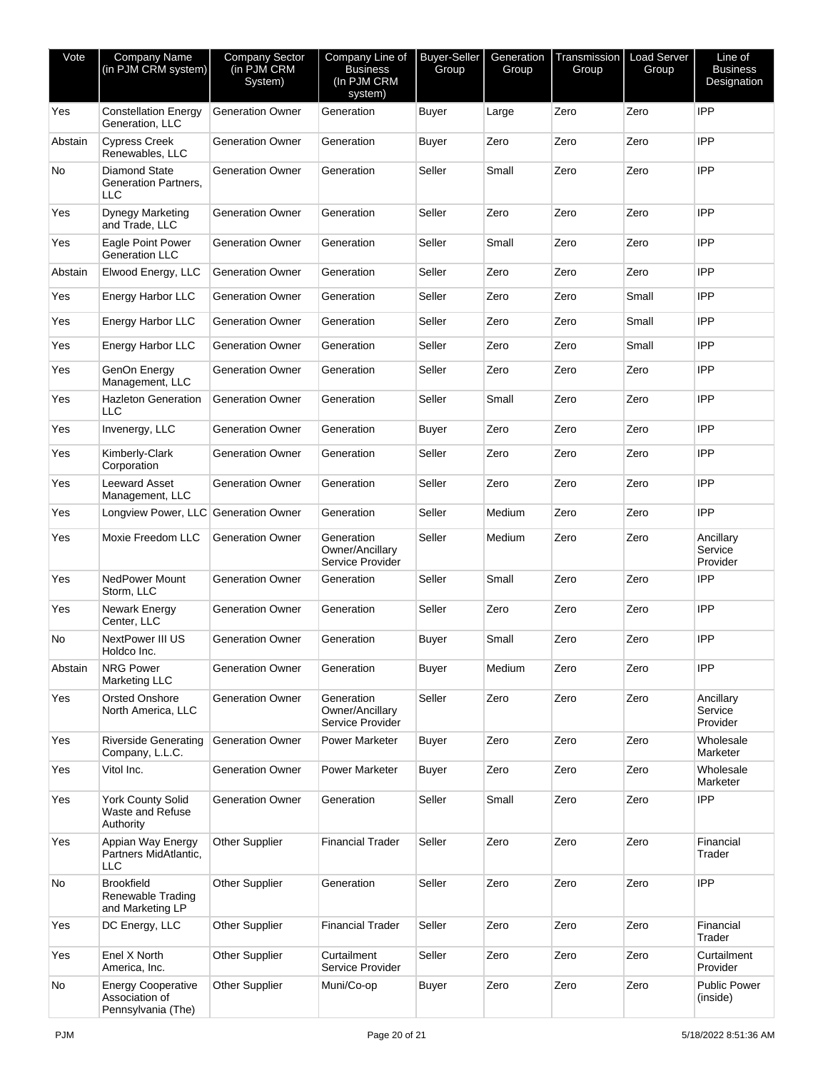| Vote | Company Name (in PJM CRM system) | Company Sector (in PJM CRM System) | Company Line of Business (In PJM CRM system) | Buyer-Seller Group | Generation Group | Transmission Group | Load Server Group | Line of Business Designation |
|---|---|---|---|---|---|---|---|---|
| Yes | Constellation Energy Generation, LLC | Generation Owner | Generation | Buyer | Large | Zero | Zero | IPP |
| Abstain | Cypress Creek Renewables, LLC | Generation Owner | Generation | Buyer | Zero | Zero | Zero | IPP |
| No | Diamond State Generation Partners, LLC | Generation Owner | Generation | Seller | Small | Zero | Zero | IPP |
| Yes | Dynegy Marketing and Trade, LLC | Generation Owner | Generation | Seller | Zero | Zero | Zero | IPP |
| Yes | Eagle Point Power Generation LLC | Generation Owner | Generation | Seller | Small | Zero | Zero | IPP |
| Abstain | Elwood Energy, LLC | Generation Owner | Generation | Seller | Zero | Zero | Zero | IPP |
| Yes | Energy Harbor LLC | Generation Owner | Generation | Seller | Zero | Zero | Small | IPP |
| Yes | Energy Harbor LLC | Generation Owner | Generation | Seller | Zero | Zero | Small | IPP |
| Yes | Energy Harbor LLC | Generation Owner | Generation | Seller | Zero | Zero | Small | IPP |
| Yes | GenOn Energy Management, LLC | Generation Owner | Generation | Seller | Zero | Zero | Zero | IPP |
| Yes | Hazleton Generation LLC | Generation Owner | Generation | Seller | Small | Zero | Zero | IPP |
| Yes | Invenergy, LLC | Generation Owner | Generation | Buyer | Zero | Zero | Zero | IPP |
| Yes | Kimberly-Clark Corporation | Generation Owner | Generation | Seller | Zero | Zero | Zero | IPP |
| Yes | Leeward Asset Management, LLC | Generation Owner | Generation | Seller | Zero | Zero | Zero | IPP |
| Yes | Longview Power, LLC | Generation Owner | Generation | Seller | Medium | Zero | Zero | IPP |
| Yes | Moxie Freedom LLC | Generation Owner | Generation Owner/Ancillary Service Provider | Seller | Medium | Zero | Zero | Ancillary Service Provider |
| Yes | NedPower Mount Storm, LLC | Generation Owner | Generation | Seller | Small | Zero | Zero | IPP |
| Yes | Newark Energy Center, LLC | Generation Owner | Generation | Seller | Zero | Zero | Zero | IPP |
| No | NextPower III US Holdco Inc. | Generation Owner | Generation | Buyer | Small | Zero | Zero | IPP |
| Abstain | NRG Power Marketing LLC | Generation Owner | Generation | Buyer | Medium | Zero | Zero | IPP |
| Yes | Orsted Onshore North America, LLC | Generation Owner | Generation Owner/Ancillary Service Provider | Seller | Zero | Zero | Zero | Ancillary Service Provider |
| Yes | Riverside Generating Company, L.L.C. | Generation Owner | Power Marketer | Buyer | Zero | Zero | Zero | Wholesale Marketer |
| Yes | Vitol Inc. | Generation Owner | Power Marketer | Buyer | Zero | Zero | Zero | Wholesale Marketer |
| Yes | York County Solid Waste and Refuse Authority | Generation Owner | Generation | Seller | Small | Zero | Zero | IPP |
| Yes | Appian Way Energy Partners MidAtlantic, LLC | Other Supplier | Financial Trader | Seller | Zero | Zero | Zero | Financial Trader |
| No | Brookfield Renewable Trading and Marketing LP | Other Supplier | Generation | Seller | Zero | Zero | Zero | IPP |
| Yes | DC Energy, LLC | Other Supplier | Financial Trader | Seller | Zero | Zero | Zero | Financial Trader |
| Yes | Enel X North America, Inc. | Other Supplier | Curtailment Service Provider | Seller | Zero | Zero | Zero | Curtailment Provider |
| No | Energy Cooperative Association of Pennsylvania (The) | Other Supplier | Muni/Co-op | Buyer | Zero | Zero | Zero | Public Power (inside) |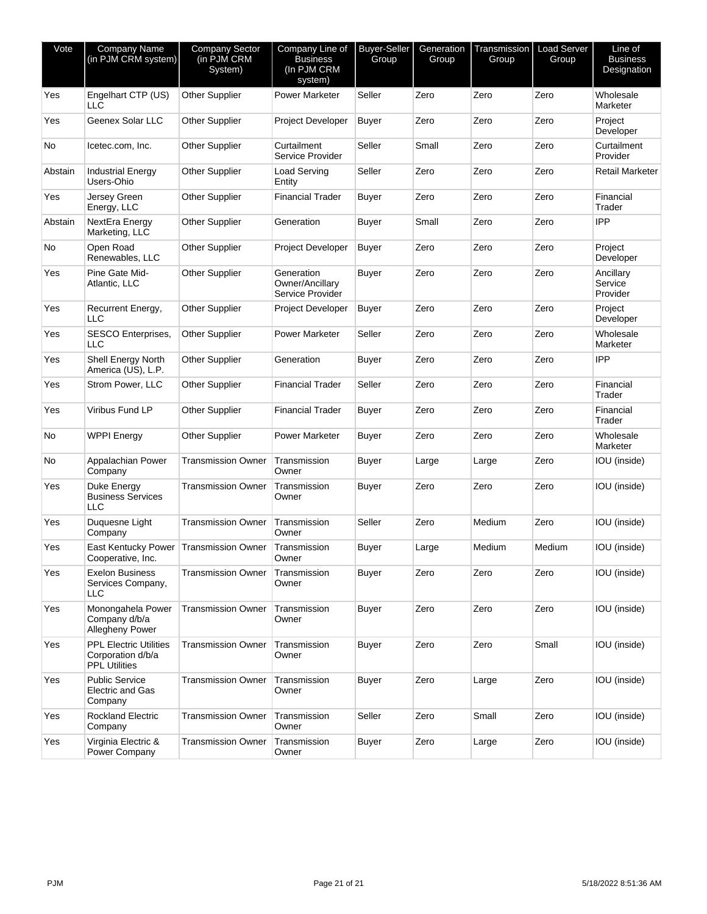| Vote | Company Name (in PJM CRM system) | Company Sector (in PJM CRM System) | Company Line of Business (In PJM CRM system) | Buyer-Seller Group | Generation Group | Transmission Group | Load Server Group | Line of Business Designation |
|---|---|---|---|---|---|---|---|---|
| Yes | Engelhart CTP (US) LLC | Other Supplier | Power Marketer | Seller | Zero | Zero | Zero | Wholesale Marketer |
| Yes | Geenex Solar LLC | Other Supplier | Project Developer | Buyer | Zero | Zero | Zero | Project Developer |
| No | Icetec.com, Inc. | Other Supplier | Curtailment Service Provider | Seller | Small | Zero | Zero | Curtailment Provider |
| Abstain | Industrial Energy Users-Ohio | Other Supplier | Load Serving Entity | Seller | Zero | Zero | Zero | Retail Marketer |
| Yes | Jersey Green Energy, LLC | Other Supplier | Financial Trader | Buyer | Zero | Zero | Zero | Financial Trader |
| Abstain | NextEra Energy Marketing, LLC | Other Supplier | Generation | Buyer | Small | Zero | Zero | IPP |
| No | Open Road Renewables, LLC | Other Supplier | Project Developer | Buyer | Zero | Zero | Zero | Project Developer |
| Yes | Pine Gate Mid-Atlantic, LLC | Other Supplier | Generation Owner/Ancillary Service Provider | Buyer | Zero | Zero | Zero | Ancillary Service Provider |
| Yes | Recurrent Energy, LLC | Other Supplier | Project Developer | Buyer | Zero | Zero | Zero | Project Developer |
| Yes | SESCO Enterprises, LLC | Other Supplier | Power Marketer | Seller | Zero | Zero | Zero | Wholesale Marketer |
| Yes | Shell Energy North America (US), L.P. | Other Supplier | Generation | Buyer | Zero | Zero | Zero | IPP |
| Yes | Strom Power, LLC | Other Supplier | Financial Trader | Seller | Zero | Zero | Zero | Financial Trader |
| Yes | Viribus Fund LP | Other Supplier | Financial Trader | Buyer | Zero | Zero | Zero | Financial Trader |
| No | WPPI Energy | Other Supplier | Power Marketer | Buyer | Zero | Zero | Zero | Wholesale Marketer |
| No | Appalachian Power Company | Transmission Owner | Transmission Owner | Buyer | Large | Large | Zero | IOU (inside) |
| Yes | Duke Energy Business Services LLC | Transmission Owner | Transmission Owner | Buyer | Zero | Zero | Zero | IOU (inside) |
| Yes | Duquesne Light Company | Transmission Owner | Transmission Owner | Seller | Zero | Medium | Zero | IOU (inside) |
| Yes | East Kentucky Power Cooperative, Inc. | Transmission Owner | Transmission Owner | Buyer | Large | Medium | Medium | IOU (inside) |
| Yes | Exelon Business Services Company, LLC | Transmission Owner | Transmission Owner | Buyer | Zero | Zero | Zero | IOU (inside) |
| Yes | Monongahela Power Company d/b/a Allegheny Power | Transmission Owner | Transmission Owner | Buyer | Zero | Zero | Zero | IOU (inside) |
| Yes | PPL Electric Utilities Corporation d/b/a PPL Utilities | Transmission Owner | Transmission Owner | Buyer | Zero | Zero | Small | IOU (inside) |
| Yes | Public Service Electric and Gas Company | Transmission Owner | Transmission Owner | Buyer | Zero | Large | Zero | IOU (inside) |
| Yes | Rockland Electric Company | Transmission Owner | Transmission Owner | Seller | Zero | Small | Zero | IOU (inside) |
| Yes | Virginia Electric & Power Company | Transmission Owner | Transmission Owner | Buyer | Zero | Large | Zero | IOU (inside) |